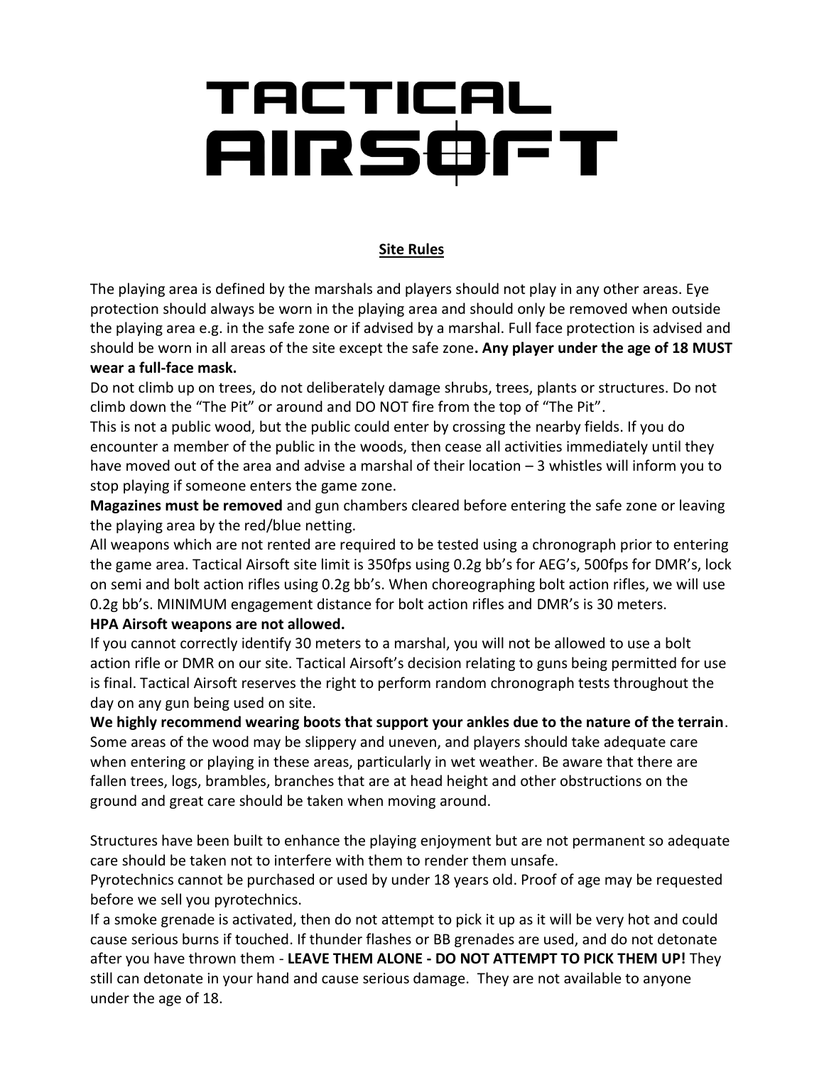# TACTICAL AIRSOFT

## Site Rules

The playing area is defined by the marshals and players should not play in any other areas. Eye protection should always be worn in the playing area and should only be removed when outside the playing area e.g. in the safe zone or if advised by a marshal. Full face protection is advised and should be worn in all areas of the site except the safe zone**. Any player under the age of 18 MUST wear a full-face mask.**

Do not climb up on trees, do not deliberately damage shrubs, trees, plants or structures. Do not climb down the "The Pit" or around and DO NOT fire from the top of "The Pit".

This is not a public wood, but the public could enter by crossing the nearby fields. If you do encounter a member of the public in the woods, then cease all activities immediately until they have moved out of the area and advise a marshal of their location – 3 whistles will inform you to stop playing if someone enters the game zone.

**Magazines must be removed** and gun chambers cleared before entering the safe zone or leaving the playing area by the red/blue netting.

All weapons which are not rented are required to be tested using a chronograph prior to entering the game area. Tactical Airsoft site limit is 350fps using 0.2g bb's for AEG's, 500fps for DMR's, lock on semi and bolt action rifles using 0.2g bb's. When choreographing bolt action rifles, we will use 0.2g bb's. MINIMUM engagement distance for bolt action rifles and DMR's is 30 meters.

**HPA Airsoft weapons are not allowed.**

If you cannot correctly identify 30 meters to a marshal, you will not be allowed to use a bolt action rifle or DMR on our site. Tactical Airsoft's decision relating to guns being permitted for use is final. Tactical Airsoft reserves the right to perform random chronograph tests throughout the day on any gun being used on site.

**We highly recommend wearing boots that support your ankles due to the nature of the terrain**. Some areas of the wood may be slippery and uneven, and players should take adequate care when entering or playing in these areas, particularly in wet weather. Be aware that there are fallen trees, logs, brambles, branches that are at head height and other obstructions on the ground and great care should be taken when moving around.

Structures have been built to enhance the playing enjoyment but are not permanent so adequate care should be taken not to interfere with them to render them unsafe.

Pyrotechnics cannot be purchased or used by under 18 years old. Proof of age may be requested before we sell you pyrotechnics.

If a smoke grenade is activated, then do not attempt to pick it up as it will be very hot and could cause serious burns if touched. If thunder flashes or BB grenades are used, and do not detonate after you have thrown them - **LEAVE THEM ALONE - DO NOT ATTEMPT TO PICK THEM UP!** They still can detonate in your hand and cause serious damage. They are not available to anyone under the age of 18.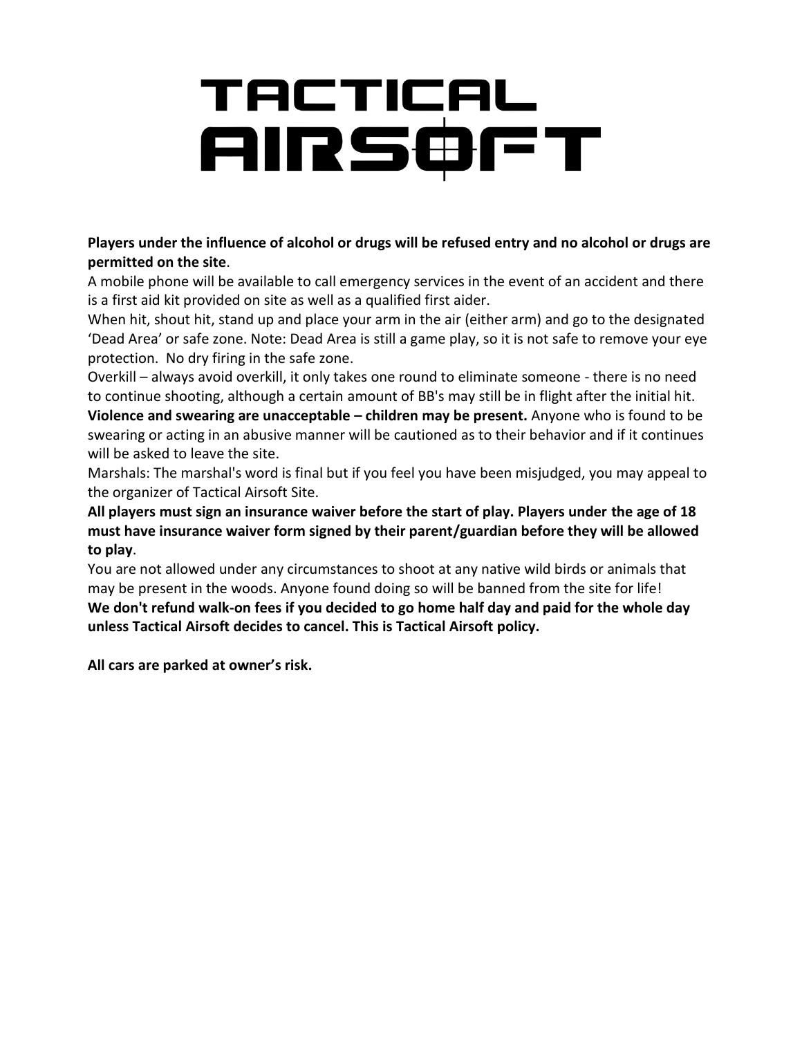# TACTICAL AIRSOFT

**Players under the influence of alcohol or drugs will be refused entry and no alcohol or drugs are permitted on the site**.

A mobile phone will be available to call emergency services in the event of an accident and there is a first aid kit provided on site as well as a qualified first aider.

When hit, shout hit, stand up and place your arm in the air (either arm) and go to the designated 'Dead Area' or safe zone. Note: Dead Area is still a game play, so it is not safe to remove your eye protection. No dry firing in the safe zone.

Overkill – always avoid overkill, it only takes one round to eliminate someone - there is no need to continue shooting, although a certain amount of BB's may still be in flight after the initial hit.

**Violence and swearing are unacceptable – children may be present.** Anyone who is found to be swearing or acting in an abusive manner will be cautioned as to their behavior and if it continues will be asked to leave the site.

Marshals: The marshal's word is final but if you feel you have been misjudged, you may appeal to the organizer of Tactical Airsoft Site.

**All players must sign an insurance waiver before the start of play. Players under the age of 18 must have insurance waiver form signed by their parent/guardian before they will be allowed to play**.

You are not allowed under any circumstances to shoot at any native wild birds or animals that may be present in the woods. Anyone found doing so will be banned from the site for life!

**We don't refund walk-on fees if you decided to go home half day and paid for the whole day unless Tactical Airsoft decides to cancel. This is Tactical Airsoft policy.**

**All cars are parked at owner's risk.**